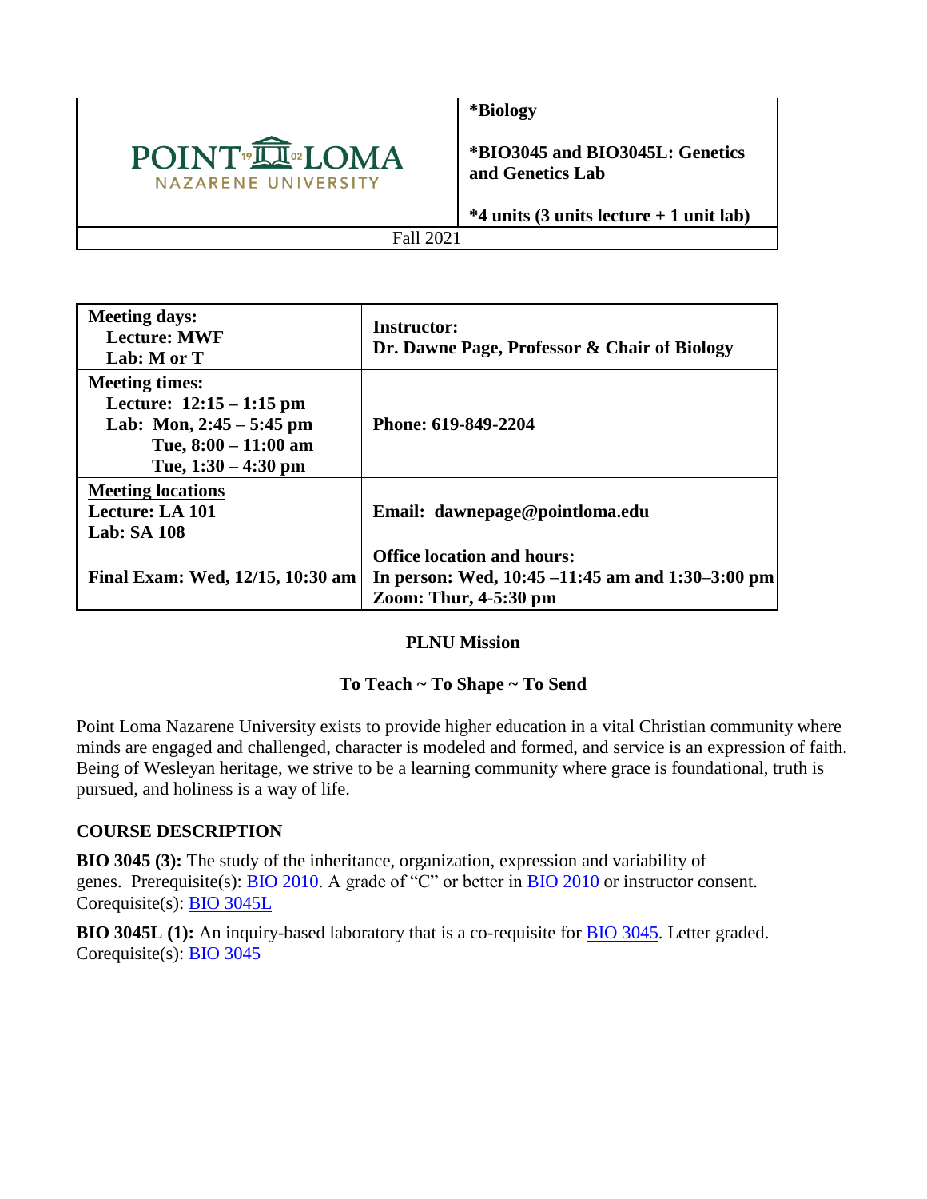| POINT LOMA NAZARENE UNIVERSITY | **\*Biology**<br><br>**\*BIO3045 and BIO3045L: Genetics and Genetics Lab**<br><br>**\*4 units (3 units lecture + 1 unit lab)** |
| --- | --- |
| Fall 2021 | |

| **Meeting days:**<br>**Lecture: MWF**<br>**Lab: M or T** | **Instructor:**<br>**Dr. Dawne Page, Professor & Chair of Biology** |
| --- | --- |
| **Meeting times:**<br>**Lecture: 12:15 – 1:15 pm**<br>**Lab: Mon, 2:45 – 5:45 pm**<br>**Tue, 8:00 – 11:00 am**<br>**Tue, 1:30 – 4:30 pm** | **Phone: 619-849-2204** |
| **Meeting locations**<br>**Lecture: LA 101**<br>**Lab: SA 108** | **Email: dawnepage@pointloma.edu** |
| **Final Exam: Wed, 12/15, 10:30 am** | **Office location and hours:**<br>**In person: Wed, 10:45 –11:45 am and 1:30–3:00 pm**<br>**Zoom: Thur, 4-5:30 pm** |

**PLNU Mission**

**To Teach ~ To Shape ~ To Send**

Point Loma Nazarene University exists to provide higher education in a vital Christian community where minds are engaged and challenged, character is modeled and formed, and service is an expression of faith. Being of Wesleyan heritage, we strive to be a learning community where grace is foundational, truth is pursued, and holiness is a way of life.

## COURSE DESCRIPTION

**BIO 3045 (3):** The study of the inheritance, organization, expression and variability of genes. Prerequisite(s): BIO 2010. A grade of "C" or better in BIO 2010 or instructor consent. Corequisite(s): BIO 3045L

**BIO 3045L (1):** An inquiry-based laboratory that is a co-requisite for BIO 3045. Letter graded. Corequisite(s): BIO 3045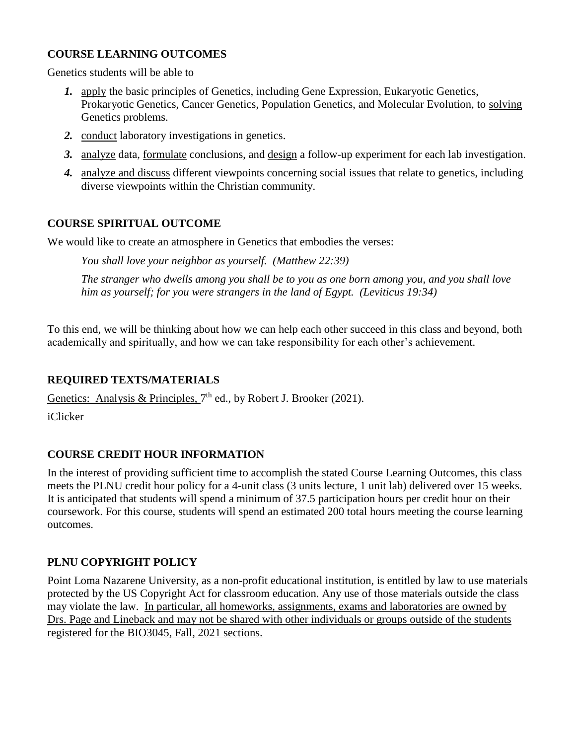## COURSE LEARNING OUTCOMES

Genetics students will be able to

1. apply the basic principles of Genetics, including Gene Expression, Eukaryotic Genetics, Prokaryotic Genetics, Cancer Genetics, Population Genetics, and Molecular Evolution, to solving Genetics problems.
2. conduct laboratory investigations in genetics.
3. analyze data, formulate conclusions, and design a follow-up experiment for each lab investigation.
4. analyze and discuss different viewpoints concerning social issues that relate to genetics, including diverse viewpoints within the Christian community.

## COURSE SPIRITUAL OUTCOME

We would like to create an atmosphere in Genetics that embodies the verses:

*You shall love your neighbor as yourself. (Matthew 22:39)*

*The stranger who dwells among you shall be to you as one born among you, and you shall love him as yourself; for you were strangers in the land of Egypt. (Leviticus 19:34)*

To this end, we will be thinking about how we can help each other succeed in this class and beyond, both academically and spiritually, and how we can take responsibility for each other's achievement.

## REQUIRED TEXTS/MATERIALS

Genetics: Analysis & Principles, 7th ed., by Robert J. Brooker (2021).

iClicker

## COURSE CREDIT HOUR INFORMATION

In the interest of providing sufficient time to accomplish the stated Course Learning Outcomes, this class meets the PLNU credit hour policy for a 4-unit class (3 units lecture, 1 unit lab) delivered over 15 weeks. It is anticipated that students will spend a minimum of 37.5 participation hours per credit hour on their coursework. For this course, students will spend an estimated 200 total hours meeting the course learning outcomes.

## PLNU COPYRIGHT POLICY

Point Loma Nazarene University, as a non-profit educational institution, is entitled by law to use materials protected by the US Copyright Act for classroom education. Any use of those materials outside the class may violate the law. In particular, all homeworks, assignments, exams and laboratories are owned by Drs. Page and Lineback and may not be shared with other individuals or groups outside of the students registered for the BIO3045, Fall, 2021 sections.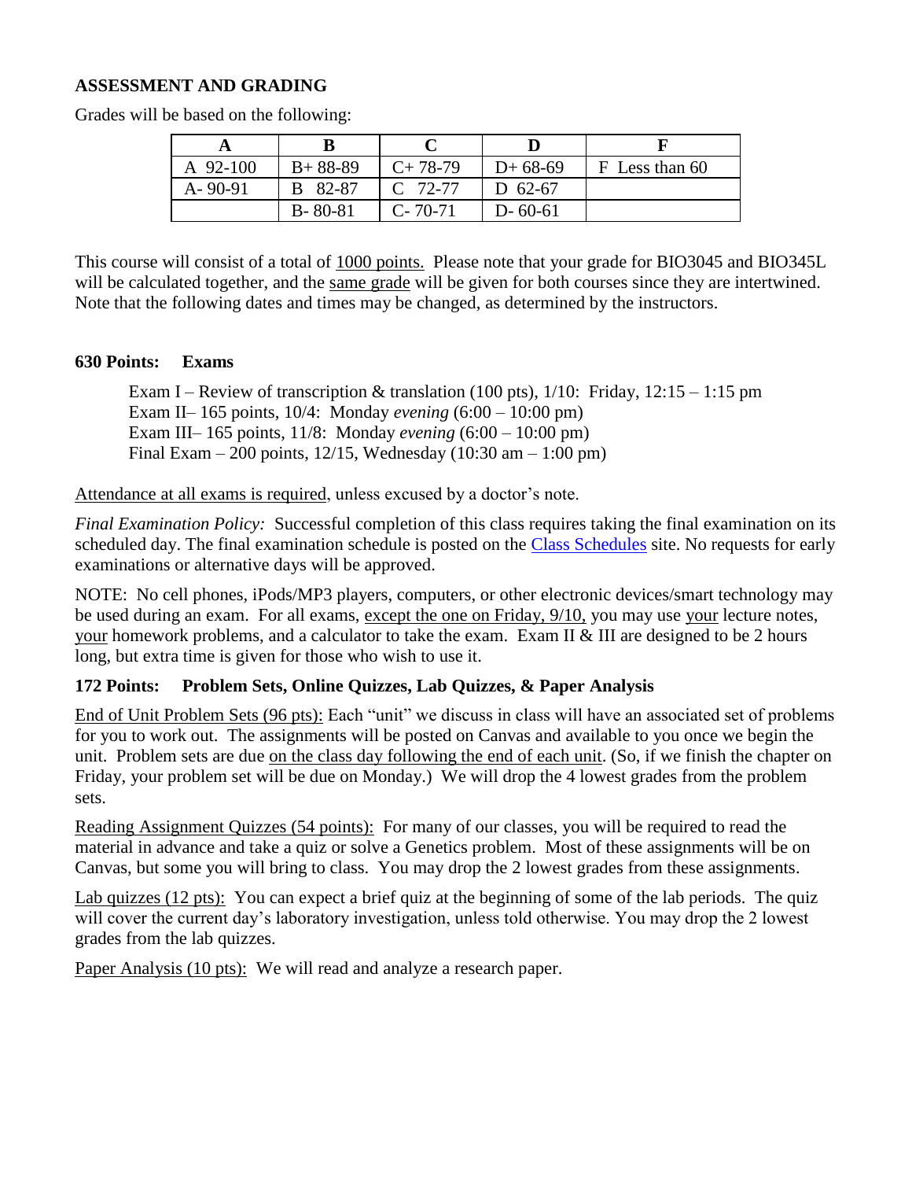**ASSESSMENT AND GRADING**

Grades will be based on the following:

| A | B | C | D | F |
|---|---|---|---|---|
| A 92-100 | B+ 88-89 | C+ 78-79 | D+ 68-69 | F Less than 60 |
| A- 90-91 | B 82-87 | C 72-77 | D 62-67 | |
| | B- 80-81 | C- 70-71 | D- 60-61 | |

This course will consist of a total of <u>1000 points.</u> Please note that your grade for BIO3045 and BIO345L will be calculated together, and the <u>same grade</u> will be given for both courses since they are intertwined. Note that the following dates and times may be changed, as determined by the instructors.

**630 Points: Exams**

Exam I – Review of transcription & translation (100 pts), 1/10: Friday, 12:15 – 1:15 pm
Exam II– 165 points, 10/4: Monday *evening* (6:00 – 10:00 pm)
Exam III– 165 points, 11/8: Monday *evening* (6:00 – 10:00 pm)
Final Exam – 200 points, 12/15, Wednesday (10:30 am – 1:00 pm)

<u>Attendance at all exams is required</u>, unless excused by a doctor's note.

*Final Examination Policy:* Successful completion of this class requires taking the final examination on its scheduled day. The final examination schedule is posted on the Class Schedules site. No requests for early examinations or alternative days will be approved.

NOTE: No cell phones, iPods/MP3 players, computers, or other electronic devices/smart technology may be used during an exam. For all exams, <u>except the one on Friday, 9/10,</u> you may use <u>your</u> lecture notes, <u>your</u> homework problems, and a calculator to take the exam. Exam II & III are designed to be 2 hours long, but extra time is given for those who wish to use it.

**172 Points: Problem Sets, Online Quizzes, Lab Quizzes, & Paper Analysis**

<u>End of Unit Problem Sets (96 pts):</u> Each "unit" we discuss in class will have an associated set of problems for you to work out. The assignments will be posted on Canvas and available to you once we begin the unit. Problem sets are due <u>on the class day following the end of each unit</u>. (So, if we finish the chapter on Friday, your problem set will be due on Monday.) We will drop the 4 lowest grades from the problem sets.

<u>Reading Assignment Quizzes (54 points):</u> For many of our classes, you will be required to read the material in advance and take a quiz or solve a Genetics problem. Most of these assignments will be on Canvas, but some you will bring to class. You may drop the 2 lowest grades from these assignments.

<u>Lab quizzes (12 pts):</u> You can expect a brief quiz at the beginning of some of the lab periods. The quiz will cover the current day's laboratory investigation, unless told otherwise. You may drop the 2 lowest grades from the lab quizzes.

<u>Paper Analysis (10 pts):</u> We will read and analyze a research paper.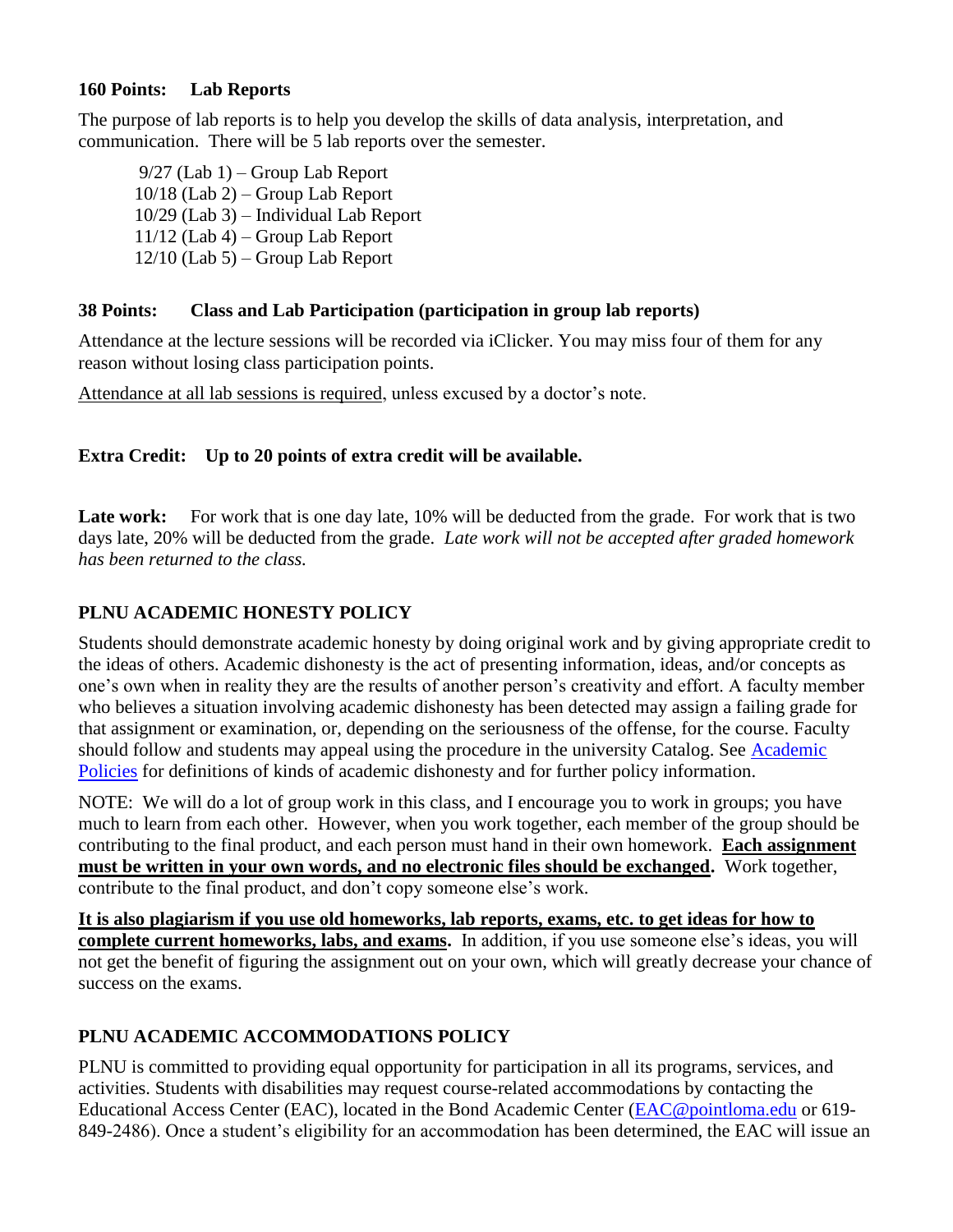**160 Points: Lab Reports**

The purpose of lab reports is to help you develop the skills of data analysis, interpretation, and communication. There will be 5 lab reports over the semester.

9/27 (Lab 1) – Group Lab Report
10/18 (Lab 2) – Group Lab Report
10/29 (Lab 3) – Individual Lab Report
11/12 (Lab 4) – Group Lab Report
12/10 (Lab 5) – Group Lab Report

**38 Points: Class and Lab Participation (participation in group lab reports)**

Attendance at the lecture sessions will be recorded via iClicker. You may miss four of them for any reason without losing class participation points.

Attendance at all lab sessions is required, unless excused by a doctor's note.

**Extra Credit: Up to 20 points of extra credit will be available.**

**Late work:** For work that is one day late, 10% will be deducted from the grade. For work that is two days late, 20% will be deducted from the grade. *Late work will not be accepted after graded homework has been returned to the class.*

## PLNU ACADEMIC HONESTY POLICY

Students should demonstrate academic honesty by doing original work and by giving appropriate credit to the ideas of others. Academic dishonesty is the act of presenting information, ideas, and/or concepts as one's own when in reality they are the results of another person's creativity and effort. A faculty member who believes a situation involving academic dishonesty has been detected may assign a failing grade for that assignment or examination, or, depending on the seriousness of the offense, for the course. Faculty should follow and students may appeal using the procedure in the university Catalog. See Academic Policies for definitions of kinds of academic dishonesty and for further policy information.

NOTE: We will do a lot of group work in this class, and I encourage you to work in groups; you have much to learn from each other. However, when you work together, each member of the group should be contributing to the final product, and each person must hand in their own homework. **Each assignment must be written in your own words, and no electronic files should be exchanged.** Work together, contribute to the final product, and don't copy someone else's work.

**It is also plagiarism if you use old homeworks, lab reports, exams, etc. to get ideas for how to complete current homeworks, labs, and exams.** In addition, if you use someone else's ideas, you will not get the benefit of figuring the assignment out on your own, which will greatly decrease your chance of success on the exams.

## PLNU ACADEMIC ACCOMMODATIONS POLICY

PLNU is committed to providing equal opportunity for participation in all its programs, services, and activities. Students with disabilities may request course-related accommodations by contacting the Educational Access Center (EAC), located in the Bond Academic Center (EAC@pointloma.edu or 619-849-2486). Once a student's eligibility for an accommodation has been determined, the EAC will issue an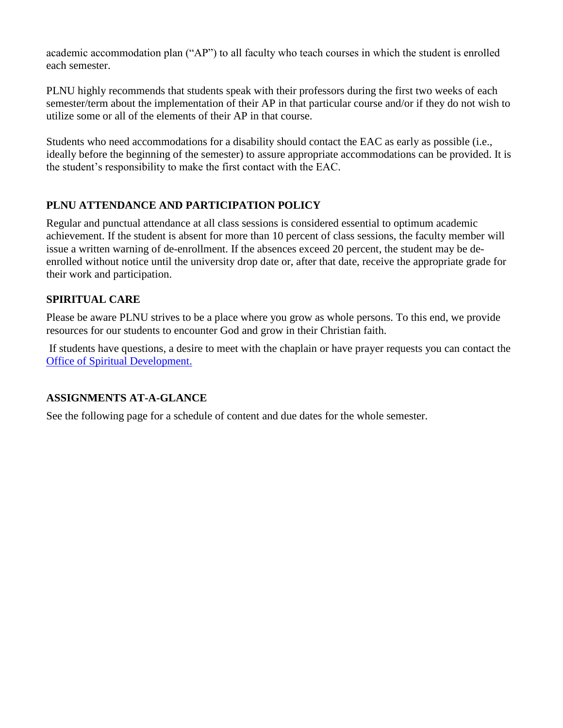academic accommodation plan ("AP") to all faculty who teach courses in which the student is enrolled each semester.

PLNU highly recommends that students speak with their professors during the first two weeks of each semester/term about the implementation of their AP in that particular course and/or if they do not wish to utilize some or all of the elements of their AP in that course.

Students who need accommodations for a disability should contact the EAC as early as possible (i.e., ideally before the beginning of the semester) to assure appropriate accommodations can be provided. It is the student's responsibility to make the first contact with the EAC.

**PLNU ATTENDANCE AND PARTICIPATION POLICY**

Regular and punctual attendance at all class sessions is considered essential to optimum academic achievement. If the student is absent for more than 10 percent of class sessions, the faculty member will issue a written warning of de-enrollment. If the absences exceed 20 percent, the student may be de-enrolled without notice until the university drop date or, after that date, receive the appropriate grade for their work and participation.

**SPIRITUAL CARE**

Please be aware PLNU strives to be a place where you grow as whole persons. To this end, we provide resources for our students to encounter God and grow in their Christian faith.

If students have questions, a desire to meet with the chaplain or have prayer requests you can contact the Office of Spiritual Development.

**ASSIGNMENTS AT-A-GLANCE**

See the following page for a schedule of content and due dates for the whole semester.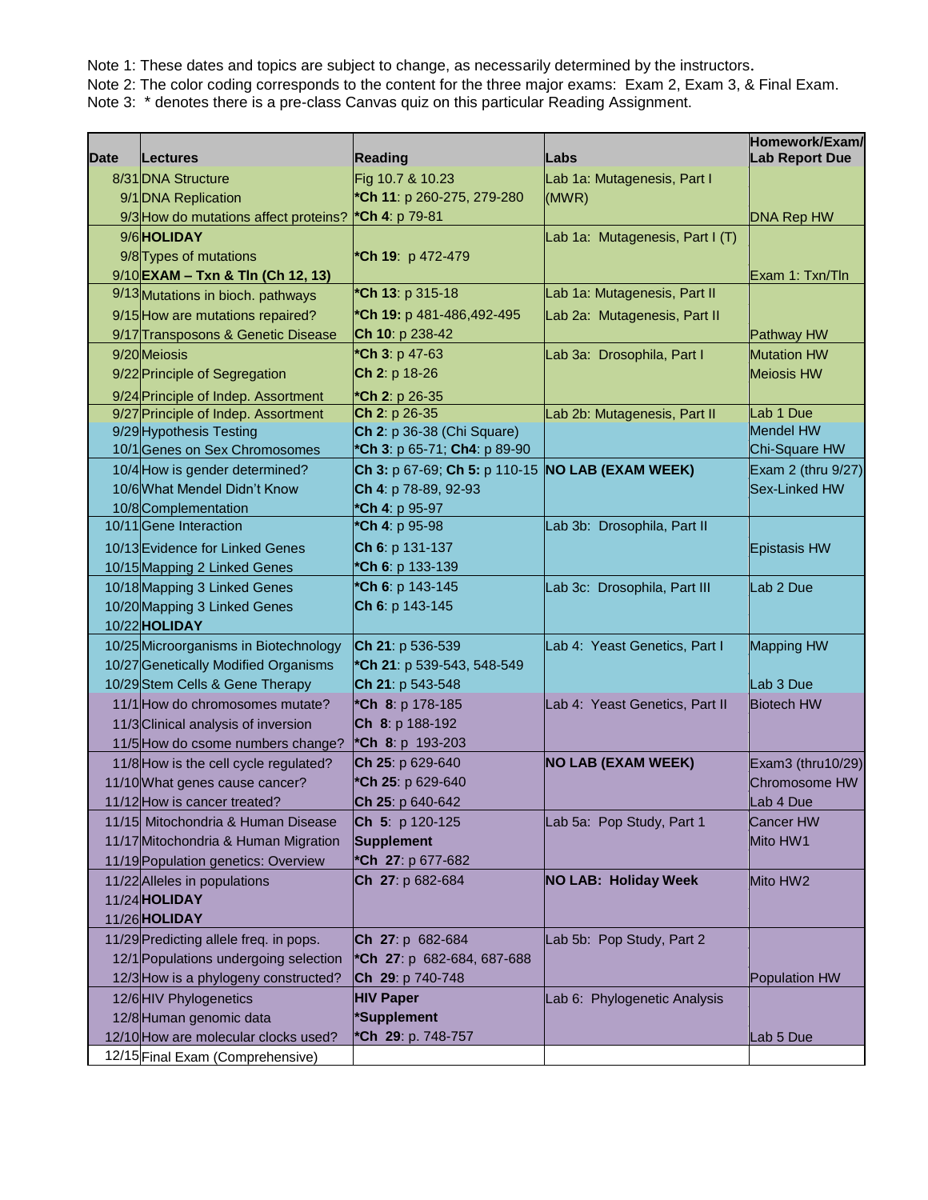Note 1: These dates and topics are subject to change, as necessarily determined by the instructors.
Note 2: The color coding corresponds to the content for the three major exams: Exam 2, Exam 3, & Final Exam.
Note 3: * denotes there is a pre-class Canvas quiz on this particular Reading Assignment.

| Date | Lectures | Reading | Labs | Homework/Exam/ Lab Report Due |
|---|---|---|---|---|
| 8/31 | DNA Structure | Fig 10.7 & 10.23 | Lab 1a: Mutagenesis, Part I | |
| 9/1 | DNA Replication | ***Ch 11**: p 260-275, 279-280 | (MWR) | |
| 9/3 | How do mutations affect proteins? | ***Ch 4**: p 79-81 | | DNA Rep HW |
| 9/6 | **HOLIDAY** | | Lab 1a: Mutagenesis, Part I (T) | |
| 9/8 | Types of mutations | ***Ch 19**: p 472-479 | | |
| 9/10 | **EXAM – Txn & Tln (Ch 12, 13)** | | | Exam 1: Txn/Tln |
| 9/13 | Mutations in bioch. pathways | ***Ch 13**: p 315-18 | Lab 1a: Mutagenesis, Part II | |
| 9/15 | How are mutations repaired? | ***Ch 19:** p 481-486,492-495 | Lab 2a: Mutagenesis, Part II | |
| 9/17 | Transposons & Genetic Disease | **Ch 10**: p 238-42 | | Pathway HW |
| 9/20 | Meiosis | ***Ch 3**: p 47-63 | Lab 3a: Drosophila, Part I | Mutation HW |
| 9/22 | Principle of Segregation | **Ch 2**: p 18-26 | | Meiosis HW |
| 9/24 | Principle of Indep. Assortment | ***Ch 2**: p 26-35 | | |
| 9/27 | Principle of Indep. Assortment | **Ch 2**: p 26-35 | Lab 2b: Mutagenesis, Part II | Lab 1 Due |
| 9/29 | Hypothesis Testing | **Ch 2**: p 36-38 (Chi Square) | | Mendel HW |
| 10/1 | Genes on Sex Chromosomes | ***Ch 3**: p 65-71; **Ch4**: p 89-90 | | Chi-Square HW |
| 10/4 | How is gender determined? | **Ch 3:** p 67-69; **Ch 5:** p 110-15 | **NO LAB (EXAM WEEK)** | Exam 2 (thru 9/27) |
| 10/6 | What Mendel Didn't Know | **Ch 4**: p 78-89, 92-93 | | Sex-Linked HW |
| 10/8 | Complementation | ***Ch 4**: p 95-97 | | |
| 10/11 | Gene Interaction | ***Ch 4**: p 95-98 | Lab 3b: Drosophila, Part II | |
| 10/13 | Evidence for Linked Genes | **Ch 6**: p 131-137 | | Epistasis HW |
| 10/15 | Mapping 2 Linked Genes | ***Ch 6**: p 133-139 | | |
| 10/18 | Mapping 3 Linked Genes | ***Ch 6**: p 143-145 | Lab 3c: Drosophila, Part III | Lab 2 Due |
| 10/20 | Mapping 3 Linked Genes | **Ch 6**: p 143-145 | | |
| 10/22 | **HOLIDAY** | | | |
| 10/25 | Microorganisms in Biotechnology | **Ch 21**: p 536-539 | Lab 4: Yeast Genetics, Part I | Mapping HW |
| 10/27 | Genetically Modified Organisms | ***Ch 21**: p 539-543, 548-549 | | |
| 10/29 | Stem Cells & Gene Therapy | **Ch 21**: p 543-548 | | Lab 3 Due |
| 11/1 | How do chromosomes mutate? | ***Ch 8**: p 178-185 | Lab 4: Yeast Genetics, Part II | Biotech HW |
| 11/3 | Clinical analysis of inversion | **Ch 8**: p 188-192 | | |
| 11/5 | How do csome numbers change? | ***Ch 8**: p 193-203 | | |
| 11/8 | How is the cell cycle regulated? | **Ch 25**: p 629-640 | **NO LAB (EXAM WEEK)** | Exam3 (thru10/29) |
| 11/10 | What genes cause cancer? | ***Ch 25**: p 629-640 | | Chromosome HW |
| 11/12 | How is cancer treated? | **Ch 25**: p 640-642 | | Lab 4 Due |
| 11/15 | Mitochondria & Human Disease | **Ch 5**: p 120-125 | Lab 5a: Pop Study, Part 1 | Cancer HW |
| 11/17 | Mitochondria & Human Migration | **Supplement** | | Mito HW1 |
| 11/19 | Population genetics: Overview | ***Ch 27**: p 677-682 | | |
| 11/22 | Alleles in populations | **Ch 27**: p 682-684 | **NO LAB: Holiday Week** | Mito HW2 |
| 11/24 | **HOLIDAY** | | | |
| 11/26 | **HOLIDAY** | | | |
| 11/29 | Predicting allele freq. in pops. | **Ch 27**: p 682-684 | Lab 5b: Pop Study, Part 2 | |
| 12/1 | Populations undergoing selection | ***Ch 27**: p 682-684, 687-688 | | |
| 12/3 | How is a phylogeny constructed? | **Ch 29**: p 740-748 | | Population HW |
| 12/6 | HIV Phylogenetics | **HIV Paper** | Lab 6: Phylogenetic Analysis | |
| 12/8 | Human genomic data | ***Supplement** | | |
| 12/10 | How are molecular clocks used? | ***Ch 29**: p. 748-757 | | Lab 5 Due |
| 12/15 | Final Exam (Comprehensive) | | | |